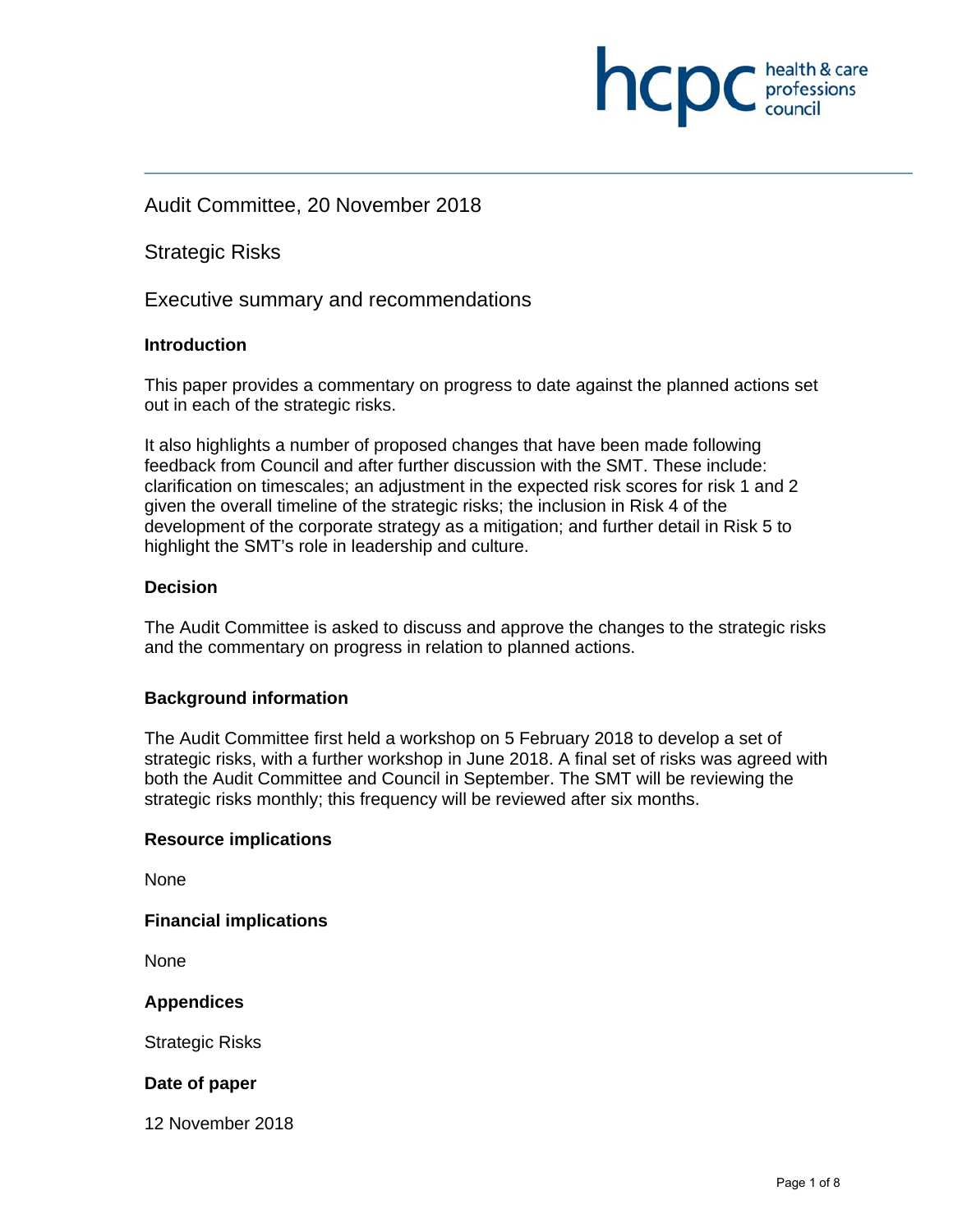Audit Committee, 20 November 2018

Strategic Risks

Executive summary and recommendations

**Introduction**

This paper provides a commentary on progress to date against the planned actions set out in each of the strategic risks.

It also highlights a number of proposed changes that have been made following feedback from Council and after further discussion with the SMT. These include: clarification on timescales; an adjustment in the expected risk scores for risk 1 and 2 given the overall timeline of the strategic risks; the inclusion in Risk 4 of the development of the corporate strategy as a mitigation; and further detail in Risk 5 to highlight the SMT's role in leadership and culture.

**Decision**

The Audit Committee is asked to discuss and approve the changes to the strategic risks and the commentary on progress in relation to planned actions.

**Background information**

The Audit Committee first held a workshop on 5 February 2018 to develop a set of strategic risks, with a further workshop in June 2018. A final set of risks was agreed with both the Audit Committee and Council in September. The SMT will be reviewing the strategic risks monthly; this frequency will be reviewed after six months.

**Resource implications**

None

**Financial implications**

None

**Appendices**

Strategic Risks

**Date of paper**

12 November 2018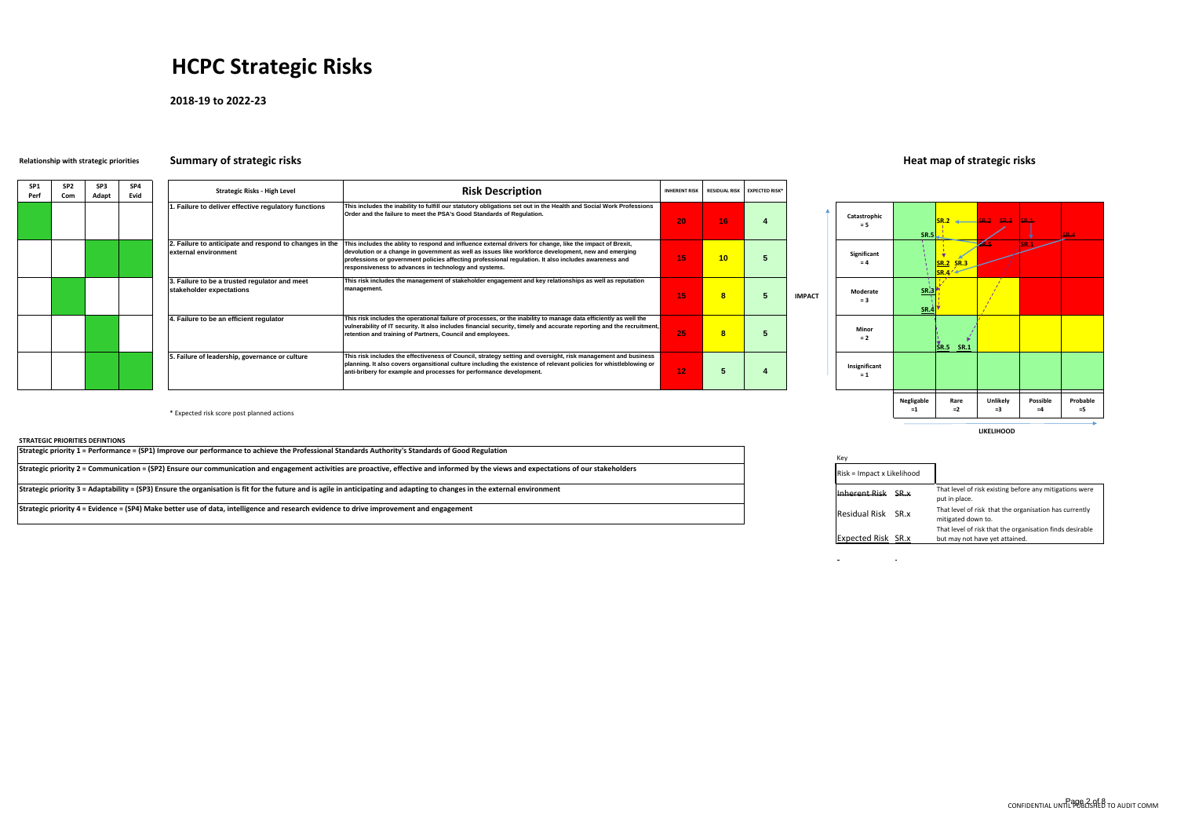# HCPC Strategic Risks

## 2018-19 to 2022-23

### Relationship with strategic priorities

### Summary of strategic risks

| SP1 Perf | SP2 Com | SP3 Adapt | SP4 Evid | Strategic Risks - High Level | Risk Description | INHERENT RISK | RESIDUAL RISK | EXPECTED RISK* |
|---|---|---|---|---|---|---|---|---|
| ✓ | | | | 1. Failure to deliver effective regulatory functions | This includes the inability to fulfill our statutory obligations set out in the Health and Social Work Professions Order and the failure to meet the PSA's Good Standards of Regulation. | 20 | 16 | 4 |
| | | ✓ | ✓ | 2. Failure to anticipate and respond to changes in the external environment | This includes the ablity to respond and influence external drivers for change, like the impact of Brexit, devolution or a change in government as well as issues like workforce development, new and emerging professions or government policies affecting professional regulation. It also includes awareness and responsiveness to advances in technology and systems. | 15 | 10 | 5 |
| | ✓ | | | 3. Failure to be a trusted regulator and meet stakeholder expectations | This risk includes the management of stakeholder engagement and key relationships as well as reputation management. | 15 | 8 | 5 |
| | | ✓ | | 4. Failure to be an efficient regulator | This risk includes the operational failure of processes, or the inability to manage data efficiently as well the vulnerability of IT security. It also includes financial security, timely and accurate reporting and the recruitment, retention and training of Partners, Council and employees. | 25 | 8 | 5 |
| | | ✓ | ✓ | 5. Failure of leadership, governance or culture | This risk includes the effectiveness of Council, strategy setting and oversight, risk management and business planning. It also covers organsitional culture including the existence of relevant policies for whistleblowing or anti-bribery for example and processes for performance development. | 12 | 5 | 4 |

\* Expected risk score post planned actions

### Heat map of strategic risks

| IMPACT | Negligable =1 | Rare =2 | Unlikely =3 | Possible =4 | Probable =5 |
|---|---|---|---|---|---|
| Catastrophic = 5 | SR.5 (residual) | SR.2 (residual) | ~~SR.2~~ ~~SR.3~~ (inherent) | ~~SR.1~~ (inherent) | ~~SR.4~~ (inherent) |
| Significant = 4 | | SR.2 SR.3 (expected), SR.4 (residual) | ~~SR.5~~ (inherent) | SR.1 (residual) | |
| Moderate = 3 | SR.3 (residual), SR.4 (expected) | | | | |
| Minor = 2 | | SR.5 SR.1 (expected) | | | |
| Insignificant = 1 | | | | | |

LIKELIHOOD

### STRATEGIC PRIORITIES DEFINTIONS

Strategic priority 1 = Performance = (SP1) Improve our performance to achieve the Professional Standards Authority's Standards of Good Regulation

Strategic priority 2 = Communication = (SP2) Ensure our communication and engagement activities are proactive, effective and informed by the views and expectations of our stakeholders

Strategic priority 3 = Adaptability = (SP3) Ensure the organisation is fit for the future and is agile in anticipating and adapting to changes in the external environment

Strategic priority 4 = Evidence = (SP4) Make better use of data, intelligence and research evidence to drive improvement and engagement

### Key

Risk = Impact x Likelihood

| | |
|---|---|
| ~~Inherent Risk SR.x~~ | That level of risk existing before any mitigations were put in place. |
| Residual Risk SR.x | That level of risk that the organisation has currently mitigated down to. |
| Expected Risk SR.x | That level of risk that the organisation finds desirable but may not have yet attained. |

CONFIDENTIAL UNTIL PUBLISHED TO AUDIT COMM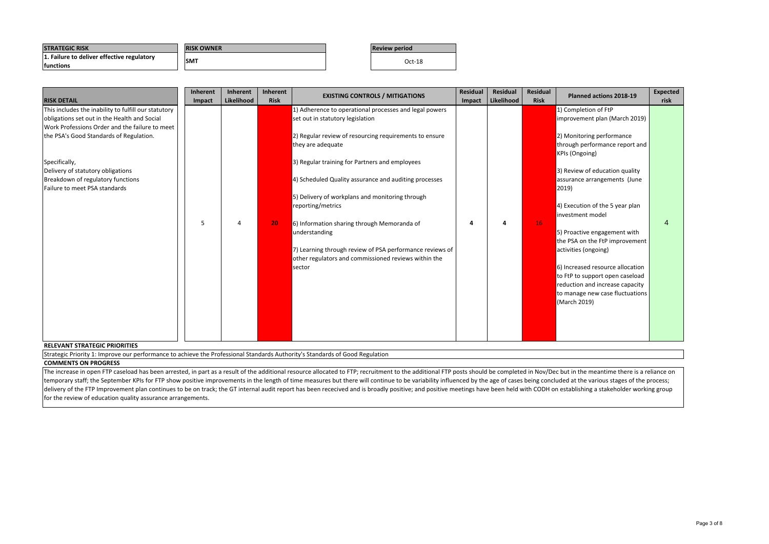| STRATEGIC RISK | RISK OWNER | Review period |
|---|---|---|
| 1. Failure to deliver effective regulatory functions | SMT | Oct-18 |

| RISK DETAIL | Inherent Impact | Inherent Likelihood | Inherent Risk | EXISTING CONTROLS / MITIGATIONS | Residual Impact | Residual Likelihood | Residual Risk | Planned actions 2018-19 | Expected risk |
|---|---|---|---|---|---|---|---|---|---|
| This includes the inability to fulfill our statutory obligations set out in the Health and Social Work Professions Order and the failure to meet the PSA's Good Standards of Regulation.<br><br>Specifically,<br>Delivery of statutory obligations<br>Breakdown of regulatory functions<br>Failure to meet PSA standards | 5 | 4 | 20 | 1) Adherence to operational processes and legal powers set out in statutory legislation<br><br>2) Regular review of resourcing requirements to ensure they are adequate<br><br>3) Regular training for Partners and employees<br><br>4) Scheduled Quality assurance and auditing processes<br><br>5) Delivery of workplans and monitoring through reporting/metrics<br><br>6) Information sharing through Memoranda of understanding<br><br>7) Learning through review of PSA performance reviews of other regulators and commissioned reviews within the sector | 4 | 4 | 16 | 1) Completion of FtP improvement plan (March 2019)<br><br>2) Monitoring performance through performance report and KPIs (Ongoing)<br><br>3) Review of education quality assurance arrangements (June 2019)<br><br>4) Execution of the 5 year plan investment model<br><br>5) Proactive engagement with the PSA on the FtP improvement activities (ongoing)<br><br>6) Increased resource allocation to FtP to support open caseload reduction and increase capacity to manage new case fluctuations (March 2019) | 4 |

**RELEVANT STRATEGIC PRIORITIES**

Strategic Priority 1: Improve our performance to achieve the Professional Standards Authority's Standards of Good Regulation

**COMMENTS ON PROGRESS**

The increase in open FTP caseload has been arrested, in part as a result of the additional resource allocated to FTP; recruitment to the additional FTP posts should be completed in Nov/Dec but in the meantime there is a reliance on temporary staff; the September KPIs for FTP show positive improvements in the length of time measures but there will continue to be variability influenced by the age of cases being concluded at the various stages of the process; delivery of the FTP Improvement plan continues to be on track; the GT internal audit report has been receeived and is broadly positive; and positive meetings have been held with CODH on establishing a stakeholder working group for the review of education quality assurance arrangements.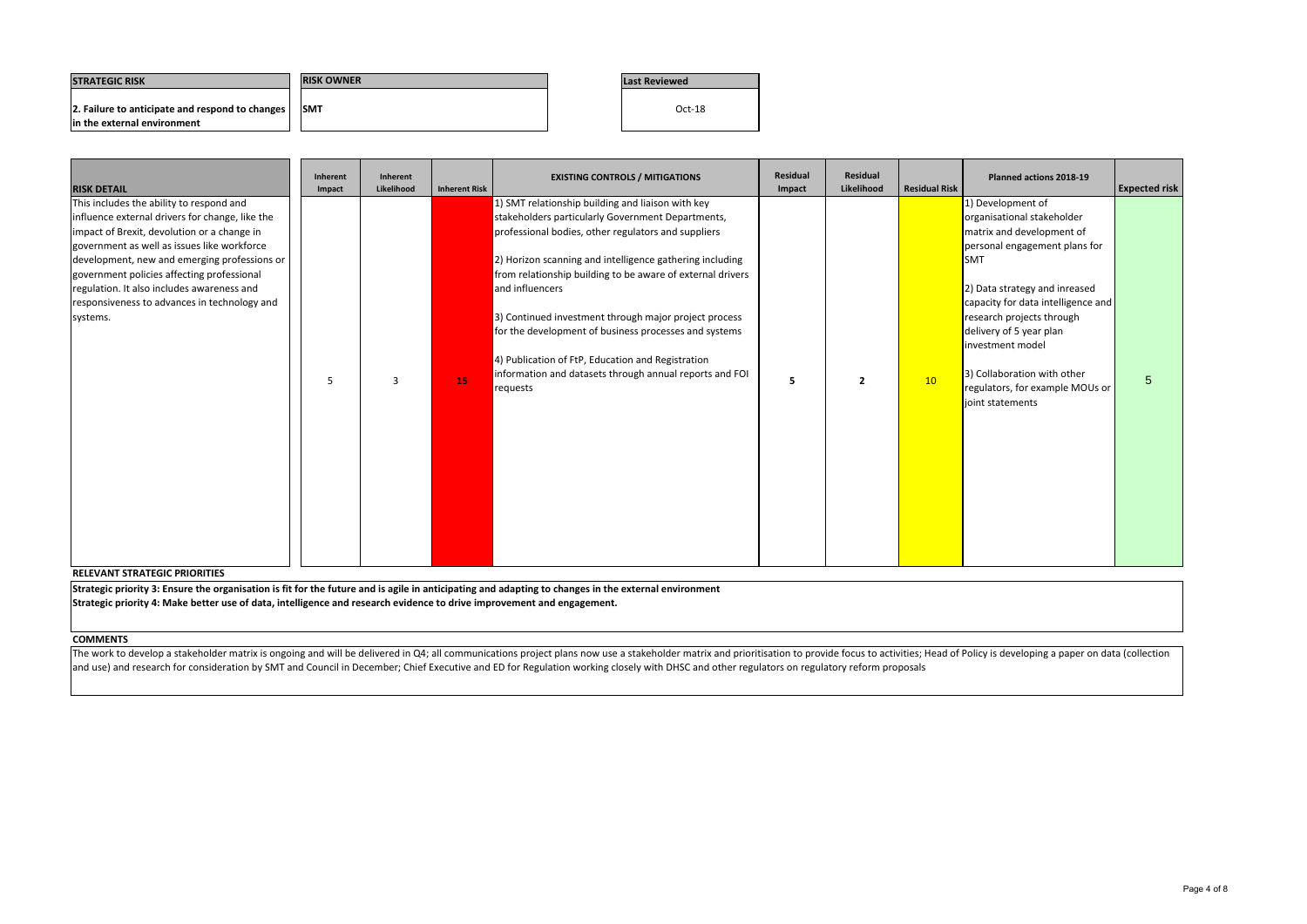| STRATEGIC RISK | RISK OWNER | Last Reviewed |
| --- | --- | --- |
| **2. Failure to anticipate and respond to changes in the external environment** | **SMT** | Oct-18 |

| RISK DETAIL | Inherent Impact | Inherent Likelihood | Inherent Risk | EXISTING CONTROLS / MITIGATIONS | Residual Impact | Residual Likelihood | Residual Risk | Planned actions 2018-19 | Expected risk |
| --- | --- | --- | --- | --- | --- | --- | --- | --- | --- |
| This includes the ability to respond and influence external drivers for change, like the impact of Brexit, devolution or a change in government as well as issues like workforce development, new and emerging professions or government policies affecting professional regulation. It also includes awareness and responsiveness to advances in technology and systems. | 5 | 3 | 15 | 1) SMT relationship building and liaison with key stakeholders particularly Government Departments, professional bodies, other regulators and suppliers<br><br>2) Horizon scanning and intelligence gathering including from relationship building to be aware of external drivers and influencers<br><br>3) Continued investment through major project process for the development of business processes and systems<br><br>4) Publication of FtP, Education and Registration information and datasets through annual reports and FOI requests | **5** | **2** | 10 | 1) Development of organisational stakeholder matrix and development of personal engagement plans for SMT<br><br>2) Data strategy and inreased capacity for data intelligence and research projects through delivery of 5 year plan investment model<br><br>3) Collaboration with other regulators, for example MOUs or joint statements | 5 |

**RELEVANT STRATEGIC PRIORITIES**

**Strategic priority 3: Ensure the organisation is fit for the future and is agile in anticipating and adapting to changes in the external environment**
**Strategic priority 4: Make better use of data, intelligence and research evidence to drive improvement and engagement.**

**COMMENTS**

The work to develop a stakeholder matrix is ongoing and will be delivered in Q4; all communications project plans now use a stakeholder matrix and prioritisation to provide focus to activities; Head of Policy is developing a paper on data (collection and use) and research for consideration by SMT and Council in December; Chief Executive and ED for Regulation working closely with DHSC and other regulators on regulatory reform proposals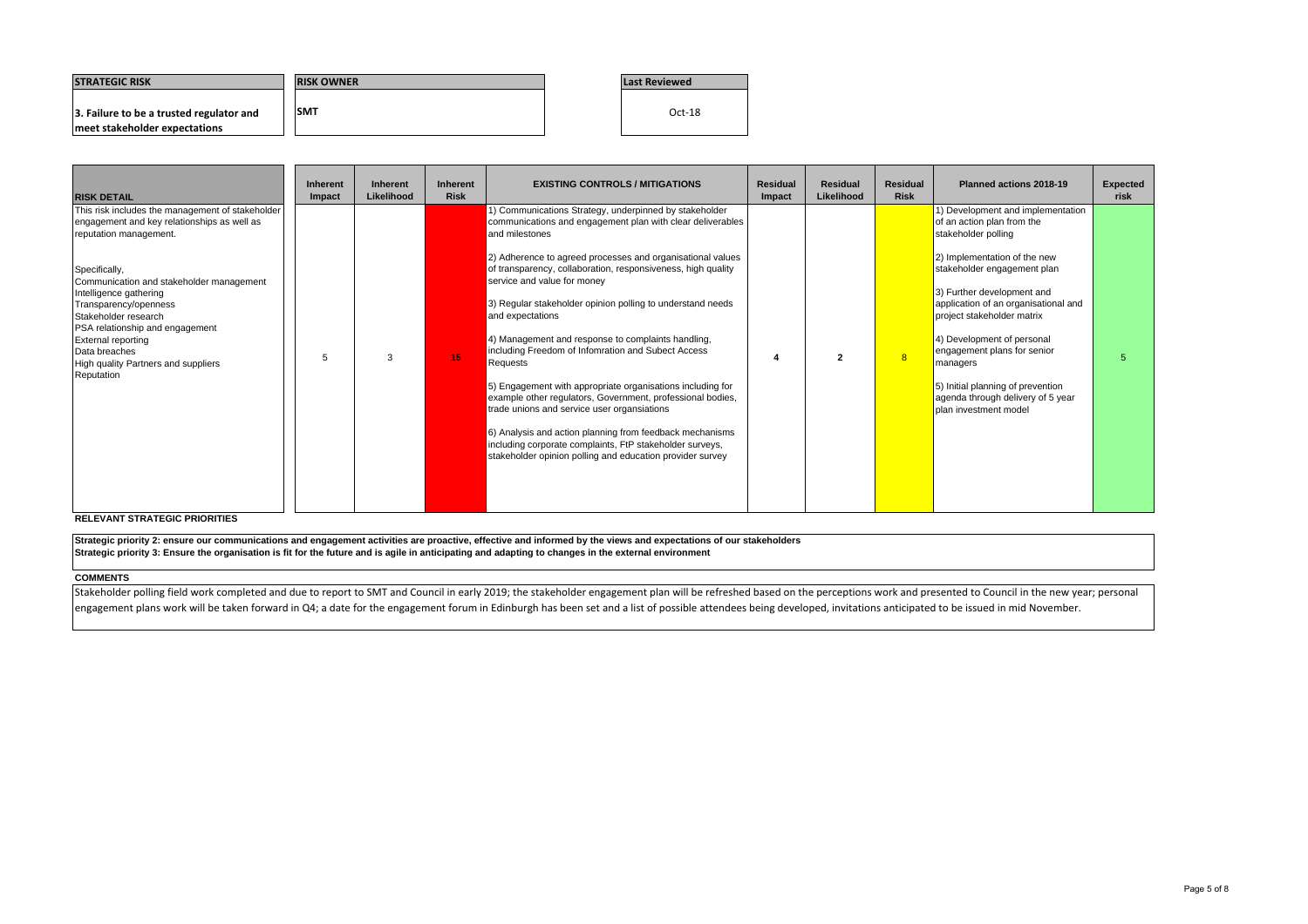| STRATEGIC RISK | RISK OWNER | Last Reviewed |
|---|---|---|
| **3. Failure to be a trusted regulator and meet stakeholder expectations** | **SMT** | Oct-18 |

| RISK DETAIL | Inherent Impact | Inherent Likelihood | Inherent Risk | EXISTING CONTROLS / MITIGATIONS | Residual Impact | Residual Likelihood | Residual Risk | Planned actions 2018-19 | Expected risk |
|---|---|---|---|---|---|---|---|---|---|
| This risk includes the management of stakeholder engagement and key relationships as well as reputation management.<br><br>Specifically,<br>Communication and stakeholder management<br>Intelligence gathering<br>Transparency/openness<br>Stakeholder research<br>PSA relationship and engagement<br>External reporting<br>Data breaches<br>High quality Partners and suppliers<br>Reputation | 5 | 3 | 15 | 1) Communications Strategy, underpinned by stakeholder communications and engagement plan with clear deliverables and milestones<br><br>2) Adherence to agreed processes and organisational values of transparency, collaboration, responsiveness, high quality service and value for money<br><br>3) Regular stakeholder opinion polling to understand needs and expectations<br><br>4) Management and response to complaints handling, including Freedom of Infomration and Subect Access Requests<br><br>5) Engagement with appropriate organisations including for example other regulators, Government, professional bodies, trade unions and service user organsiations<br><br>6) Analysis and action planning from feedback mechanisms including corporate complaints, FtP stakeholder surveys, stakeholder opinion polling and education provider survey | **4** | **2** | 8 | 1) Development and implementation of an action plan from the stakeholder polling<br><br>2) Implementation of the new stakeholder engagement plan<br><br>3) Further development and application of an organisational and project stakeholder matrix<br><br>4) Development of personal engagement plans for senior managers<br><br>5) Initial planning of prevention agenda through delivery of 5 year plan investment model | 5 |

**RELEVANT STRATEGIC PRIORITIES**

**Strategic priority 2: ensure our communications and engagement activities are proactive, effective and informed by the views and expectations of our stakeholders**
**Strategic priority 3: Ensure the organisation is fit for the future and is agile in anticipating and adapting to changes in the external environment**

**COMMENTS**

Stakeholder polling field work completed and due to report to SMT and Council in early 2019; the stakeholder engagement plan will be refreshed based on the perceptions work and presented to Council in the new year; personal engagement plans work will be taken forward in Q4; a date for the engagement forum in Edinburgh has been set and a list of possible attendees being developed, invitations anticipated to be issued in mid November.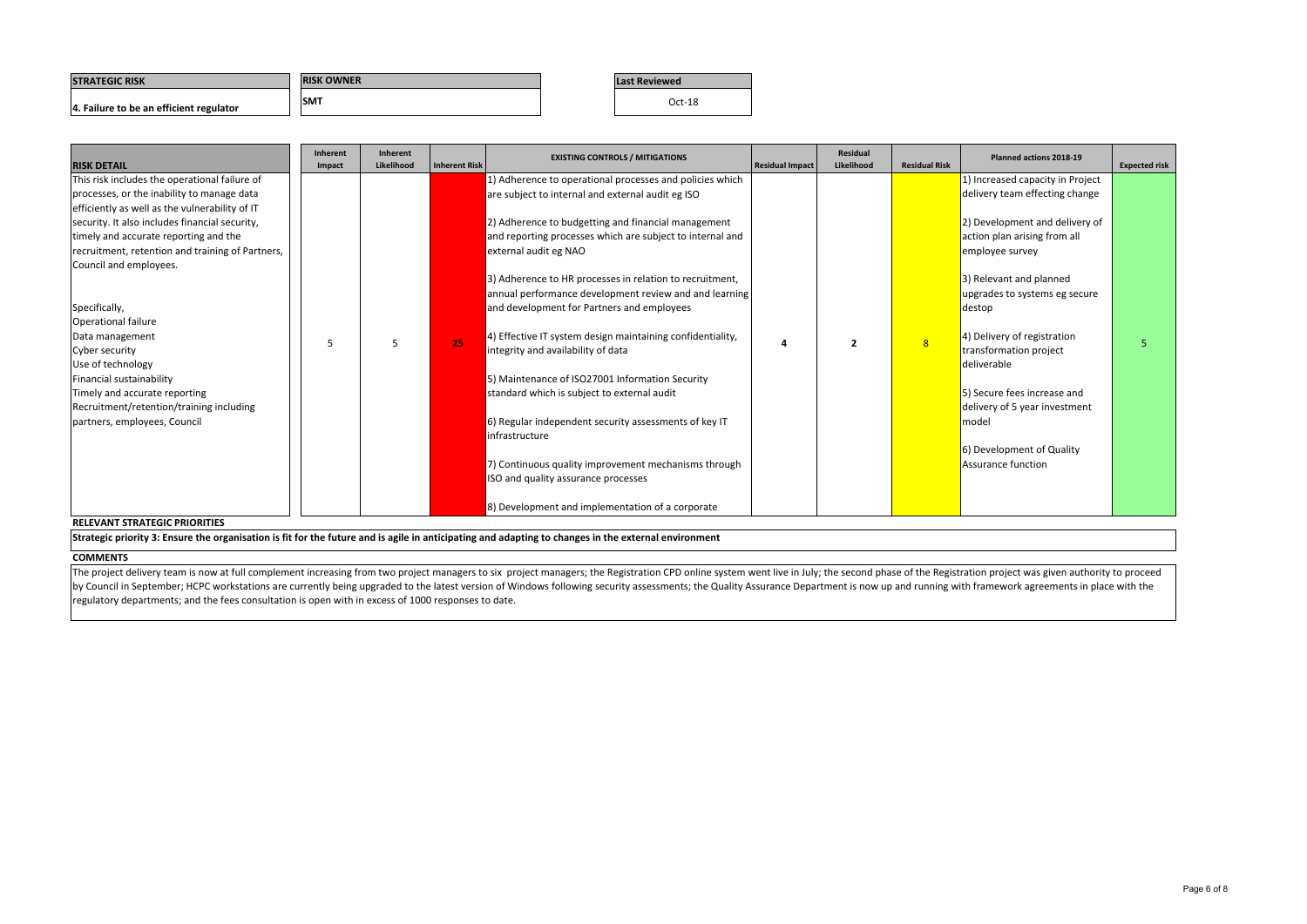| STRATEGIC RISK | RISK OWNER | Last Reviewed |
| --- | --- | --- |
| 4. Failure to be an efficient regulator | SMT | Oct-18 |

| RISK DETAIL | Inherent Impact | Inherent Likelihood | Inherent Risk | EXISTING CONTROLS / MITIGATIONS | Residual Impact | Residual Likelihood | Residual Risk | Planned actions 2018-19 | Expected risk |
| --- | --- | --- | --- | --- | --- | --- | --- | --- | --- |
| This risk includes the operational failure of processes, or the inability to manage data efficiently as well as the vulnerability of IT security. It also includes financial security, timely and accurate reporting and the recruitment, retention and training of Partners, Council and employees.<br><br>Specifically,<br>Operational failure<br>Data management<br>Cyber security<br>Use of technology<br>Financial sustainability<br>Timely and accurate reporting<br>Recruitment/retention/training including partners, employees, Council | 5 | 5 | 25 | 1) Adherence to operational processes and policies which are subject to internal and external audit eg ISO<br><br>2) Adherence to budgetting and financial management and reporting processes which are subject to internal and external audit eg NAO<br><br>3) Adherence to HR processes in relation to recruitment, annual performance development review and and learning and development for Partners and employees<br><br>4) Effective IT system design maintaining confidentiality, integrity and availability of data<br><br>5) Maintenance of ISO27001 Information Security standard which is subject to external audit<br><br>6) Regular independent security assessments of key IT infrastructure<br><br>7) Continuous quality improvement mechanisms through ISO and quality assurance processes<br><br>8) Development and implementation of a corporate | 4 | 2 | 8 | 1) Increased capacity in Project delivery team effecting change<br><br>2) Development and delivery of action plan arising from all employee survey<br><br>3) Relevant and planned upgrades to systems eg secure destop<br><br>4) Delivery of registration transformation project deliverable<br><br>5) Secure fees increase and delivery of 5 year investment model<br><br>6) Development of Quality Assurance function | 5 |

**RELEVANT STRATEGIC PRIORITIES**

**Strategic priority 3: Ensure the organisation is fit for the future and is agile in anticipating and adapting to changes in the external environment**

**COMMENTS**

The project delivery team is now at full complement increasing from two project managers to six project managers; the Registration CPD online system went live in July; the second phase of the Registration project was given authority to proceed by Council in September; HCPC workstations are currently being upgraded to the latest version of Windows following security assessments; the Quality Assurance Department is now up and running with framework agreements in place with the regulatory departments; and the fees consultation is open with in excess of 1000 responses to date.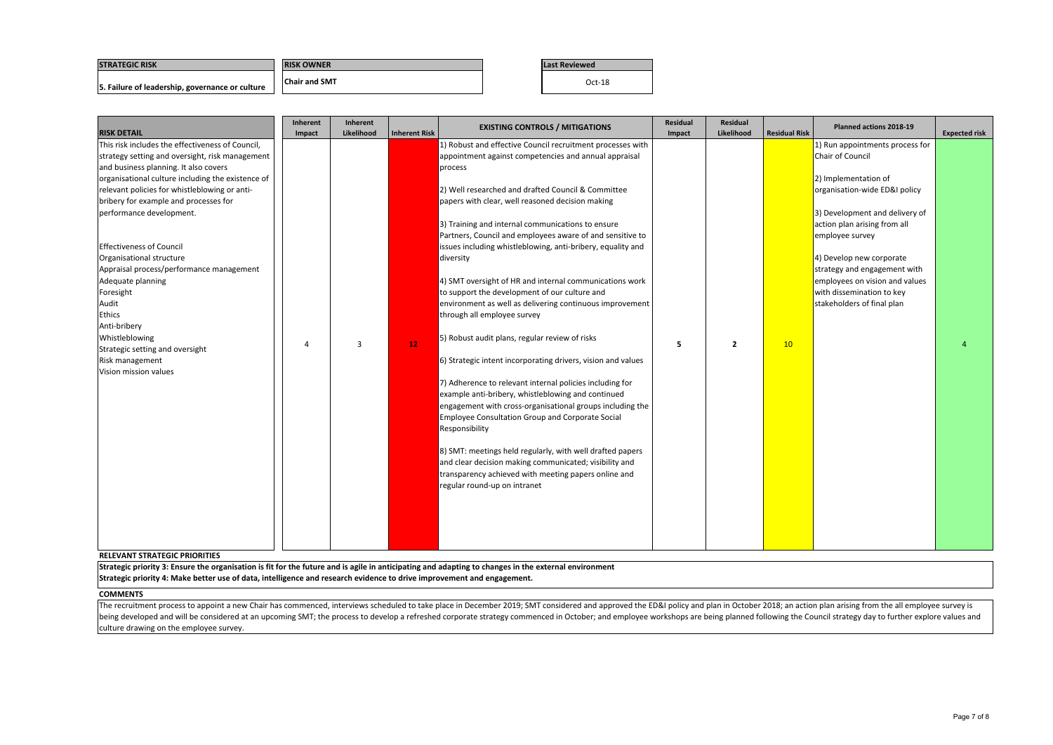| STRATEGIC RISK | RISK OWNER | Last Reviewed |
|---|---|---|
| 5. Failure of leadership, governance or culture | Chair and SMT | Oct-18 |

| RISK DETAIL | Inherent Impact | Inherent Likelihood | Inherent Risk | EXISTING CONTROLS / MITIGATIONS | Residual Impact | Residual Likelihood | Residual Risk | Planned actions 2018-19 | Expected risk |
|---|---|---|---|---|---|---|---|---|---|
| This risk includes the effectiveness of Council, strategy setting and oversight, risk management and business planning. It also covers organisational culture including the existence of relevant policies for whistleblowing or anti-bribery for example and processes for performance development.<br><br>Effectiveness of Council<br>Organisational structure<br>Appraisal process/performance management<br>Adequate planning<br>Foresight<br>Audit<br>Ethics<br>Anti-bribery<br>Whistleblowing<br>Strategic setting and oversight<br>Risk management<br>Vision mission values | 4 | 3 | 12 | 1) Robust and effective Council recruitment processes with appointment against competencies and annual appraisal process<br><br>2) Well researched and drafted Council & Committee papers with clear, well reasoned decision making<br><br>3) Training and internal communications to ensure Partners, Council and employees aware of and sensitive to issues including whistleblowing, anti-bribery, equality and diversity<br><br>4) SMT oversight of HR and internal communications work to support the development of our culture and environment as well as delivering continuous improvement through all employee survey<br><br>5) Robust audit plans, regular review of risks<br><br>6) Strategic intent incorporating drivers, vision and values<br><br>7) Adherence to relevant internal policies including for example anti-bribery, whistleblowing and continued engagement with cross-organisational groups including the Employee Consultation Group and Corporate Social Responsibility<br><br>8) SMT: meetings held regularly, with well drafted papers and clear decision making communicated; visibility and transparency achieved with meeting papers online and regular round-up on intranet | 5 | 2 | 10 | 1) Run appointments process for Chair of Council<br><br>2) Implementation of organisation-wide ED&I policy<br><br>3) Development and delivery of action plan arising from all employee survey<br><br>4) Develop new corporate strategy and engagement with employees on vision and values with dissemination to key stakeholders of final plan | 4 |

**RELEVANT STRATEGIC PRIORITIES**

**Strategic priority 3: Ensure the organisation is fit for the future and is agile in anticipating and adapting to changes in the external environment**
**Strategic priority 4: Make better use of data, intelligence and research evidence to drive improvement and engagement.**

**COMMENTS**

The recruitment process to appoint a new Chair has commenced, interviews scheduled to take place in December 2019; SMT considered and approved the ED&I policy and plan in October 2018; an action plan arising from the all employee survey is being developed and will be considered at an upcoming SMT; the process to develop a refreshed corporate strategy commenced in October; and employee workshops are being planned following the Council strategy day to further explore values and culture drawing on the employee survey.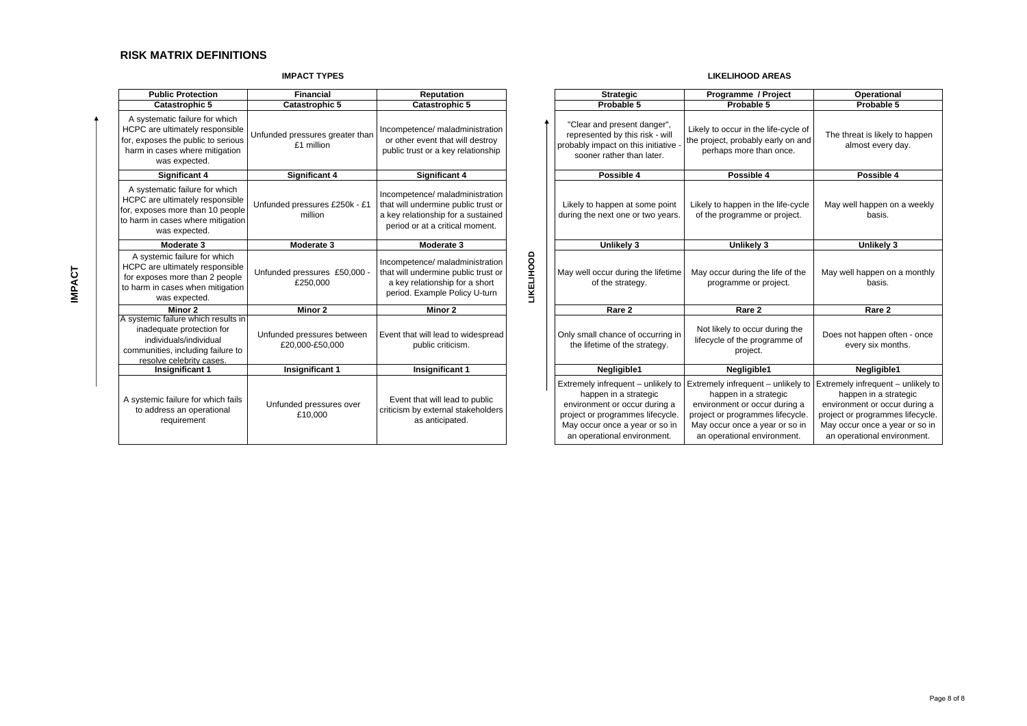# RISK MATRIX DEFINITIONS

## IMPACT TYPES

IMPACT

| Public Protection | Financial | Reputation |
|---|---|---|
| **Catastrophic 5** | **Catastrophic 5** | **Catastrophic 5** |
| A systematic failure for which HCPC are ultimately responsible for, exposes the public to serious harm in cases where mitigation was expected. | Unfunded pressures greater than £1 million | Incompetence/ maladministration or other event that will destroy public trust or a key relationship |
| **Significant 4** | **Significant 4** | **Significant 4** |
| A systematic failure for which HCPC are ultimately responsible for, exposes more than 10 people to harm in cases where mitigation was expected. | Unfunded pressures £250k - £1 million | Incompetence/ maladministration that will undermine public trust or a key relationship for a sustained period or at a critical moment. |
| **Moderate 3** | **Moderate 3** | **Moderate 3** |
| A systemic failure for which HCPC are ultimately responsible for exposes more than 2 people to harm in cases when mitigation was expected. | Unfunded pressures £50,000 - £250,000 | Incompetence/ maladministration that will undermine public trust or a key relationship for a short period. Example Policy U-turn |
| **Minor 2** | **Minor 2** | **Minor 2** |
| A systemic failure which results in inadequate protection for individuals/individual communities, including failure to resolve celebrity cases. | Unfunded pressures between £20,000-£50,000 | Event that will lead to widespread public criticism. |
| **Insignificant 1** | **Insignificant 1** | **Insignificant 1** |
| A systemic failure for which fails to address an operational requirement | Unfunded pressures over £10,000 | Event that will lead to public criticism by external stakeholders as anticipated. |

## LIKELIHOOD AREAS

LIKELIHOOD

| Strategic | Programme / Project | Operational |
|---|---|---|
| **Probable 5** | **Probable 5** | **Probable 5** |
| "Clear and present danger", represented by this risk - will probably impact on this initiative - sooner rather than later. | Likely to occur in the life-cycle of the project, probably early on and perhaps more than once. | The threat is likely to happen almost every day. |
| **Possible 4** | **Possible 4** | **Possible 4** |
| Likely to happen at some point during the next one or two years. | Likely to happen in the life-cycle of the programme or project. | May well happen on a weekly basis. |
| **Unlikely 3** | **Unlikely 3** | **Unlikely 3** |
| May well occur during the lifetime of the strategy. | May occur during the life of the programme or project. | May well happen on a monthly basis. |
| **Rare 2** | **Rare 2** | **Rare 2** |
| Only small chance of occurring in the lifetime of the strategy. | Not likely to occur during the lifecycle of the programme of project. | Does not happen often - once every six months. |
| **Negligible1** | **Negligible1** | **Negligible1** |
| Extremely infrequent – unlikely to happen in a strategic environment or occur during a project or programmes lifecycle. May occur once a year or so in an operational environment. | Extremely infrequent – unlikely to happen in a strategic environment or occur during a project or programmes lifecycle. May occur once a year or so in an operational environment. | Extremely infrequent – unlikely to happen in a strategic environment or occur during a project or programmes lifecycle. May occur once a year or so in an operational environment. |